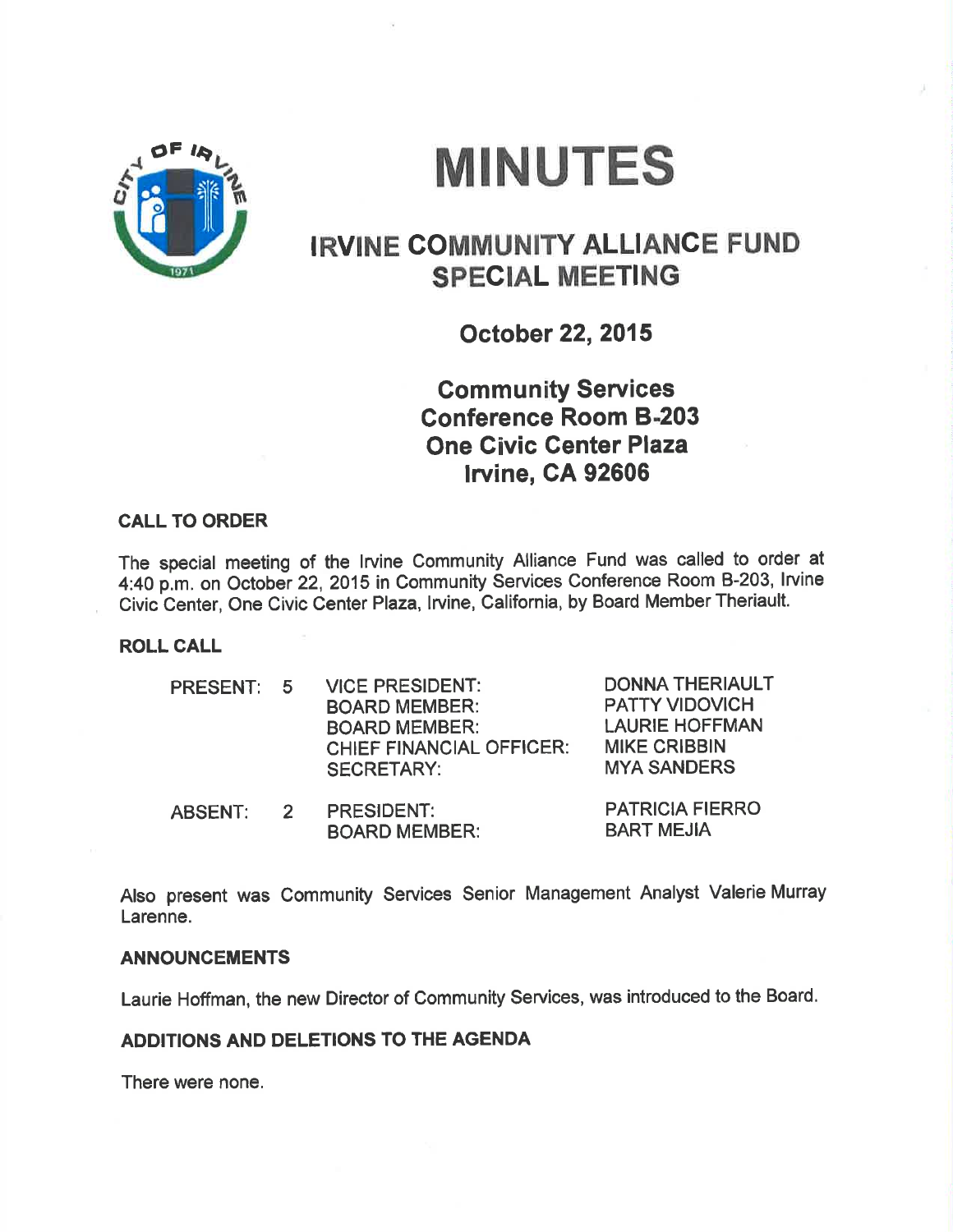# MINUTES

## IRVINE COMMUNITY ALLIANCE FUND SPECIAL MEETING

### October 22, 2015

### Community Services Conference Room B-203 One Civic Center Plaza Irvine, CA 92606

**CALL TO ORDER**

The special meeting of the Irvine Community Alliance Fund was called to order at 4:40 p.m. on October 22, 2015 in Community Services Conference Room B-203, Irvine Civic Center, One Civic Center Plaza, Irvine, California, by Board Member Theriault.

**ROLL CALL**

| | | | |
|---|---|---|---|
| PRESENT: | 5 | VICE PRESIDENT: | DONNA THERIAULT |
| | | BOARD MEMBER: | PATTY VIDOVICH |
| | | BOARD MEMBER: | LAURIE HOFFMAN |
| | | CHIEF FINANCIAL OFFICER: | MIKE CRIBBIN |
| | | SECRETARY: | MYA SANDERS |
| ABSENT: | 2 | PRESIDENT: | PATRICIA FIERRO |
| | | BOARD MEMBER: | BART MEJIA |

Also present was Community Services Senior Management Analyst Valerie Murray Larenne.

**ANNOUNCEMENTS**

Laurie Hoffman, the new Director of Community Services, was introduced to the Board.

**ADDITIONS AND DELETIONS TO THE AGENDA**

There were none.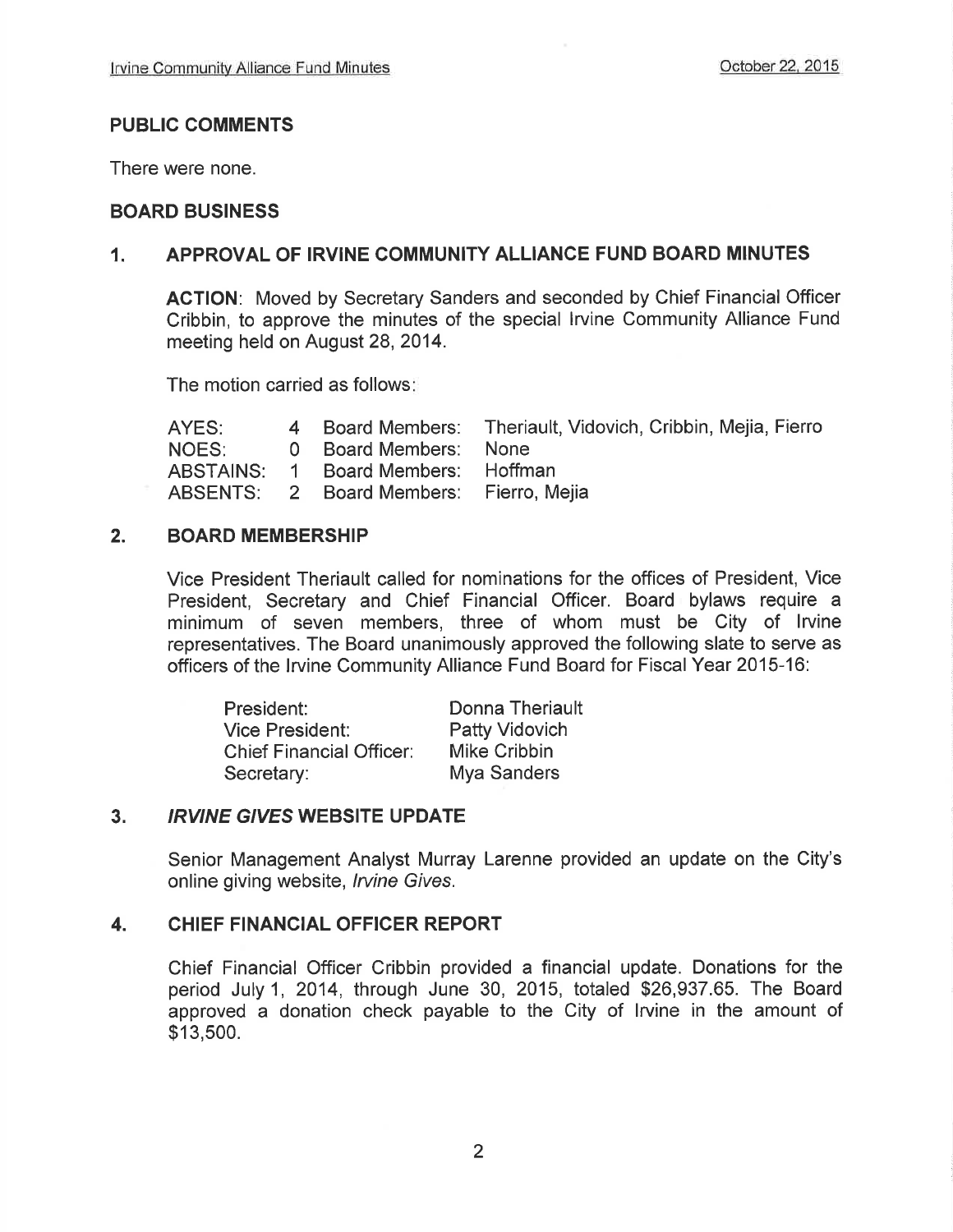## PUBLIC COMMENTS

There were none.

## BOARD BUSINESS

### 1. APPROVAL OF IRVINE COMMUNITY ALLIANCE FUND BOARD MINUTES

**ACTION**: Moved by Secretary Sanders and seconded by Chief Financial Officer Cribbin, to approve the minutes of the special Irvine Community Alliance Fund meeting held on August 28, 2014.

The motion carried as follows:

| | | | |
|---|---|---|---|
| AYES: | 4 | Board Members: | Theriault, Vidovich, Cribbin, Mejia, Fierro |
| NOES: | 0 | Board Members: | None |
| ABSTAINS: | 1 | Board Members: | Hoffman |
| ABSENTS: | 2 | Board Members: | Fierro, Mejia |

### 2. BOARD MEMBERSHIP

Vice President Theriault called for nominations for the offices of President, Vice President, Secretary and Chief Financial Officer. Board bylaws require a minimum of seven members, three of whom must be City of Irvine representatives. The Board unanimously approved the following slate to serve as officers of the Irvine Community Alliance Fund Board for Fiscal Year 2015-16:

| | |
|---|---|
| President: | Donna Theriault |
| Vice President: | Patty Vidovich |
| Chief Financial Officer: | Mike Cribbin |
| Secretary: | Mya Sanders |

### 3. *IRVINE GIVES* WEBSITE UPDATE

Senior Management Analyst Murray Larenne provided an update on the City's online giving website, *Irvine Gives*.

### 4. CHIEF FINANCIAL OFFICER REPORT

Chief Financial Officer Cribbin provided a financial update. Donations for the period July 1, 2014, through June 30, 2015, totaled $26,937.65. The Board approved a donation check payable to the City of Irvine in the amount of $13,500.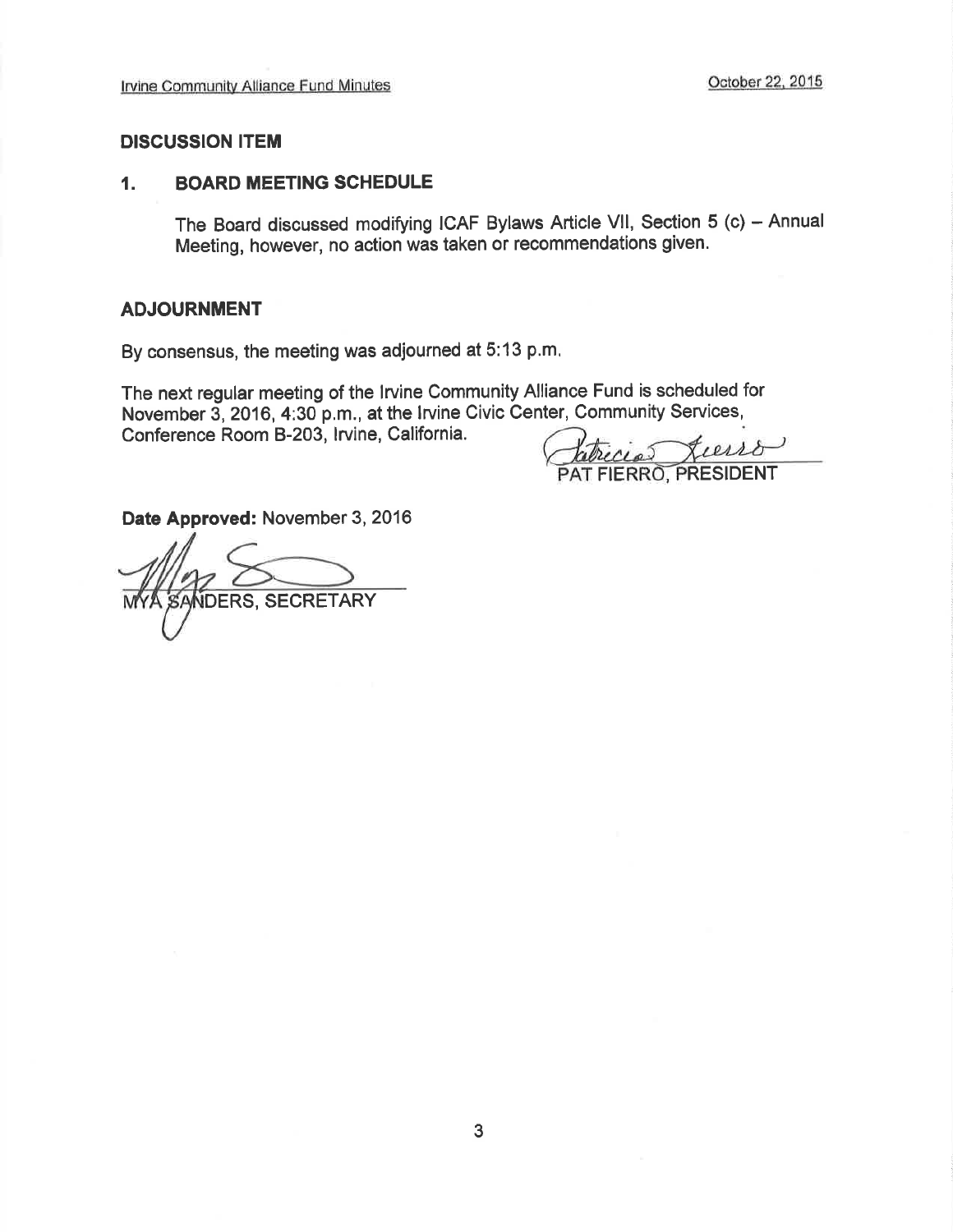## DISCUSSION ITEM

### 1. BOARD MEETING SCHEDULE

The Board discussed modifying ICAF Bylaws Article VII, Section 5 (c) – Annual Meeting, however, no action was taken or recommendations given.

## ADJOURNMENT

By consensus, the meeting was adjourned at 5:13 p.m.

The next regular meeting of the Irvine Community Alliance Fund is scheduled for November 3, 2016, 4:30 p.m., at the Irvine Civic Center, Community Services, Conference Room B-203, Irvine, California.

PAT FIERRO, PRESIDENT

**Date Approved:** November 3, 2016

MYA SANDERS, SECRETARY